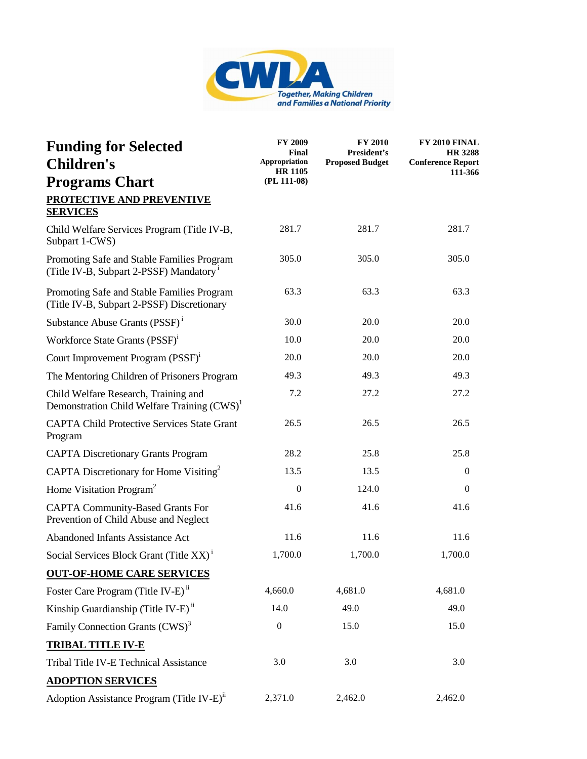CWLA

Together, Making Children and Families a National Priority

# Funding for Selected Children's Programs Chart

| | FY 2009 Final Appropriation HR 1105 (PL 111-08) | FY 2010 President's Proposed Budget | FY 2010 FINAL HR 3288 Conference Report 111-366 |
|---|---|---|---|
| **PROTECTIVE AND PREVENTIVE SERVICES** | | | |
| Child Welfare Services Program (Title IV-B, Subpart 1-CWS) | 281.7 | 281.7 | 281.7 |
| Promoting Safe and Stable Families Program (Title IV-B, Subpart 2-PSSF) Mandatory [i] | 305.0 | 305.0 | 305.0 |
| Promoting Safe and Stable Families Program (Title IV-B, Subpart 2-PSSF) Discretionary | 63.3 | 63.3 | 63.3 |
| Substance Abuse Grants (PSSF) [i] | 30.0 | 20.0 | 20.0 |
| Workforce State Grants (PSSF)[i] | 10.0 | 20.0 | 20.0 |
| Court Improvement Program (PSSF)[i] | 20.0 | 20.0 | 20.0 |
| The Mentoring Children of Prisoners Program | 49.3 | 49.3 | 49.3 |
| Child Welfare Research, Training and Demonstration Child Welfare Training (CWS)[1] | 7.2 | 27.2 | 27.2 |
| CAPTA Child Protective Services State Grant Program | 26.5 | 26.5 | 26.5 |
| CAPTA Discretionary Grants Program | 28.2 | 25.8 | 25.8 |
| CAPTA Discretionary for Home Visiting[2] | 13.5 | 13.5 | 0 |
| Home Visitation Program[2] | 0 | 124.0 | 0 |
| CAPTA Community-Based Grants For Prevention of Child Abuse and Neglect | 41.6 | 41.6 | 41.6 |
| Abandoned Infants Assistance Act | 11.6 | 11.6 | 11.6 |
| Social Services Block Grant (Title XX) [i] | 1,700.0 | 1,700.0 | 1,700.0 |
| **OUT-OF-HOME CARE SERVICES** | | | |
| Foster Care Program (Title IV-E) [ii] | 4,660.0 | 4,681.0 | 4,681.0 |
| Kinship Guardianship (Title IV-E) [ii] | 14.0 | 49.0 | 49.0 |
| Family Connection Grants (CWS)[3] | 0 | 15.0 | 15.0 |
| **TRIBAL TITLE IV-E** | | | |
| Tribal Title IV-E Technical Assistance | 3.0 | 3.0 | 3.0 |
| **ADOPTION SERVICES** | | | |
| Adoption Assistance Program (Title IV-E)[ii] | 2,371.0 | 2,462.0 | 2,462.0 |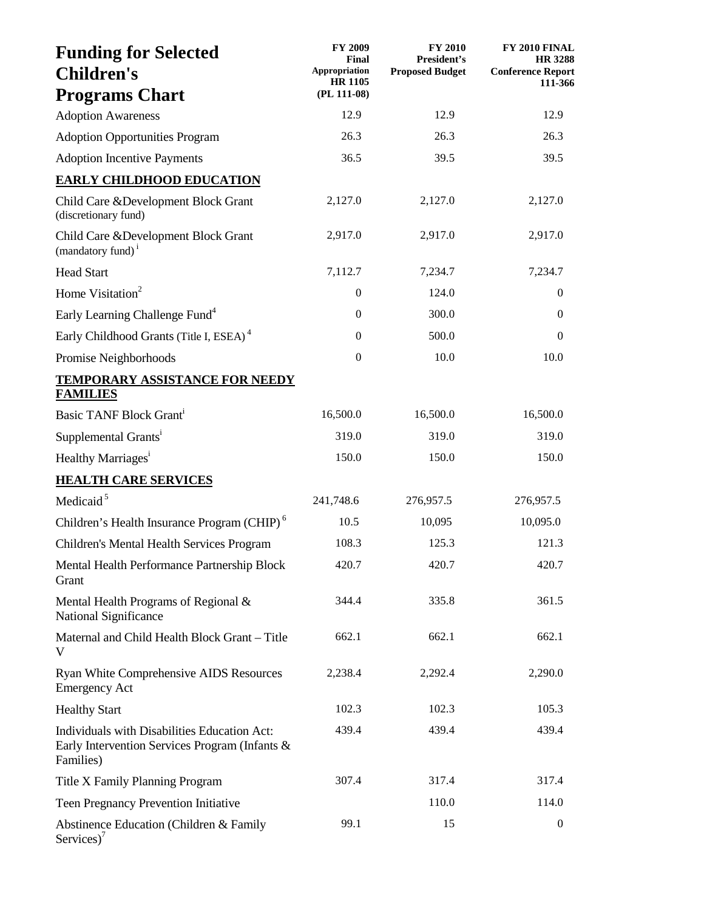| Funding for Selected Children's Programs Chart | FY 2009 Final Appropriation HR 1105 (PL 111-08) | FY 2010 President's Proposed Budget | FY 2010 FINAL HR 3288 Conference Report 111-366 |
|---|---|---|---|
| Adoption Awareness | 12.9 | 12.9 | 12.9 |
| Adoption Opportunities Program | 26.3 | 26.3 | 26.3 |
| Adoption Incentive Payments | 36.5 | 39.5 | 39.5 |
| **EARLY CHILDHOOD EDUCATION** | | | |
| Child Care &Development Block Grant (discretionary fund) | 2,127.0 | 2,127.0 | 2,127.0 |
| Child Care &Development Block Grant (mandatory fund) [i] | 2,917.0 | 2,917.0 | 2,917.0 |
| Head Start | 7,112.7 | 7,234.7 | 7,234.7 |
| Home Visitation[2] | 0 | 124.0 | 0 |
| Early Learning Challenge Fund[4] | 0 | 300.0 | 0 |
| Early Childhood Grants (Title I, ESEA) [4] | 0 | 500.0 | 0 |
| Promise Neighborhoods | 0 | 10.0 | 10.0 |
| **TEMPORARY ASSISTANCE FOR NEEDY FAMILIES** | | | |
| Basic TANF Block Grant[i] | 16,500.0 | 16,500.0 | 16,500.0 |
| Supplemental Grants[i] | 319.0 | 319.0 | 319.0 |
| Healthy Marriages[i] | 150.0 | 150.0 | 150.0 |
| **HEALTH CARE SERVICES** | | | |
| Medicaid [5] | 241,748.6 | 276,957.5 | 276,957.5 |
| Children's Health Insurance Program (CHIP) [6] | 10.5 | 10,095 | 10,095.0 |
| Children's Mental Health Services Program | 108.3 | 125.3 | 121.3 |
| Mental Health Performance Partnership Block Grant | 420.7 | 420.7 | 420.7 |
| Mental Health Programs of Regional & National Significance | 344.4 | 335.8 | 361.5 |
| Maternal and Child Health Block Grant – Title V | 662.1 | 662.1 | 662.1 |
| Ryan White Comprehensive AIDS Resources Emergency Act | 2,238.4 | 2,292.4 | 2,290.0 |
| Healthy Start | 102.3 | 102.3 | 105.3 |
| Individuals with Disabilities Education Act: Early Intervention Services Program (Infants & Families) | 439.4 | 439.4 | 439.4 |
| Title X Family Planning Program | 307.4 | 317.4 | 317.4 |
| Teen Pregnancy Prevention Initiative | | 110.0 | 114.0 |
| Abstinence Education (Children & Family Services)[7] | 99.1 | 15 | 0 |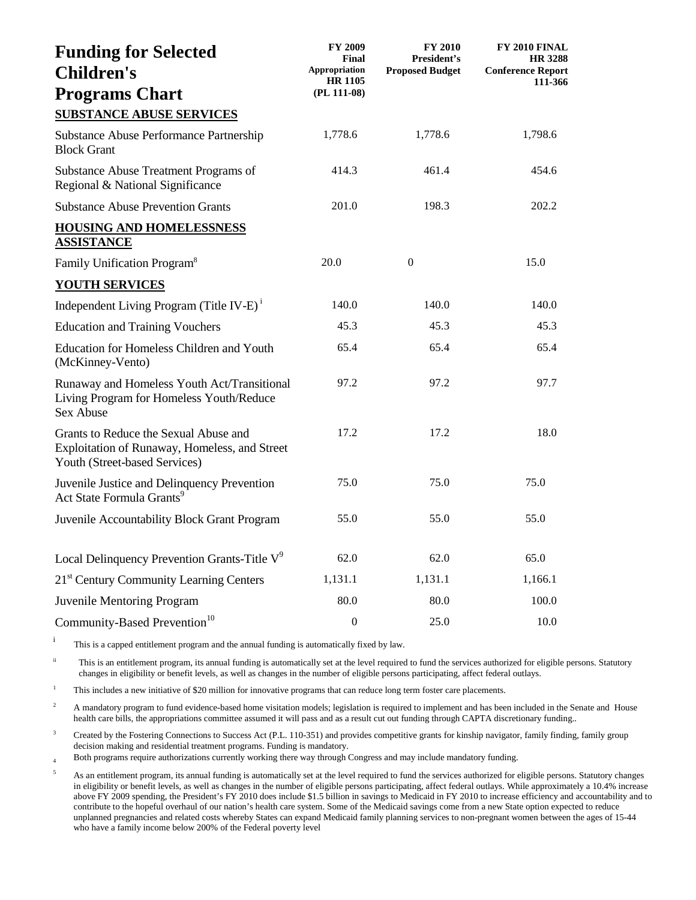# Funding for Selected Children's Programs Chart

| | FY 2009 Final Appropriation HR 1105 (PL 111-08) | FY 2010 President's Proposed Budget | FY 2010 FINAL HR 3288 Conference Report 111-366 |
|---|---|---|---|
| **SUBSTANCE ABUSE SERVICES** | | | |
| Substance Abuse Performance Partnership Block Grant | 1,778.6 | 1,778.6 | 1,798.6 |
| Substance Abuse Treatment Programs of Regional & National Significance | 414.3 | 461.4 | 454.6 |
| Substance Abuse Prevention Grants | 201.0 | 198.3 | 202.2 |
| **HOUSING AND HOMELESSNESS ASSISTANCE** | | | |
| Family Unification Program[8] | 20.0 | 0 | 15.0 |
| **YOUTH SERVICES** | | | |
| Independent Living Program (Title IV-E)[i] | 140.0 | 140.0 | 140.0 |
| Education and Training Vouchers | 45.3 | 45.3 | 45.3 |
| Education for Homeless Children and Youth (McKinney-Vento) | 65.4 | 65.4 | 65.4 |
| Runaway and Homeless Youth Act/Transitional Living Program for Homeless Youth/Reduce Sex Abuse | 97.2 | 97.2 | 97.7 |
| Grants to Reduce the Sexual Abuse and Exploitation of Runaway, Homeless, and Street Youth (Street-based Services) | 17.2 | 17.2 | 18.0 |
| Juvenile Justice and Delinquency Prevention Act State Formula Grants[9] | 75.0 | 75.0 | 75.0 |
| Juvenile Accountability Block Grant Program | 55.0 | 55.0 | 55.0 |
| Local Delinquency Prevention Grants-Title V[9] | 62.0 | 62.0 | 65.0 |
| 21st Century Community Learning Centers | 1,131.1 | 1,131.1 | 1,166.1 |
| Juvenile Mentoring Program | 80.0 | 80.0 | 100.0 |
| Community-Based Prevention[10] | 0 | 25.0 | 10.0 |

[i] This is a capped entitlement program and the annual funding is automatically fixed by law.

[ii] This is an entitlement program, its annual funding is automatically set at the level required to fund the services authorized for eligible persons. Statutory changes in eligibility or benefit levels, as well as changes in the number of eligible persons participating, affect federal outlays.

[1] This includes a new initiative of $20 million for innovative programs that can reduce long term foster care placements.

[2] A mandatory program to fund evidence-based home visitation models; legislation is required to implement and has been included in the Senate and House health care bills, the appropriations committee assumed it will pass and as a result cut out funding through CAPTA discretionary funding..

[3] Created by the Fostering Connections to Success Act (P.L. 110-351) and provides competitive grants for kinship navigator, family finding, family group decision making and residential treatment programs. Funding is mandatory.

[4] Both programs require authorizations currently working there way through Congress and may include mandatory funding.

[5] As an entitlement program, its annual funding is automatically set at the level required to fund the services authorized for eligible persons. Statutory changes in eligibility or benefit levels, as well as changes in the number of eligible persons participating, affect federal outlays. While approximately a 10.4% increase above FY 2009 spending, the President's FY 2010 does include $1.5 billion in savings to Medicaid in FY 2010 to increase efficiency and accountability and to contribute to the hopeful overhaul of our nation's health care system. Some of the Medicaid savings come from a new State option expected to reduce unplanned pregnancies and related costs whereby States can expand Medicaid family planning services to non-pregnant women between the ages of 15-44 who have a family income below 200% of the Federal poverty level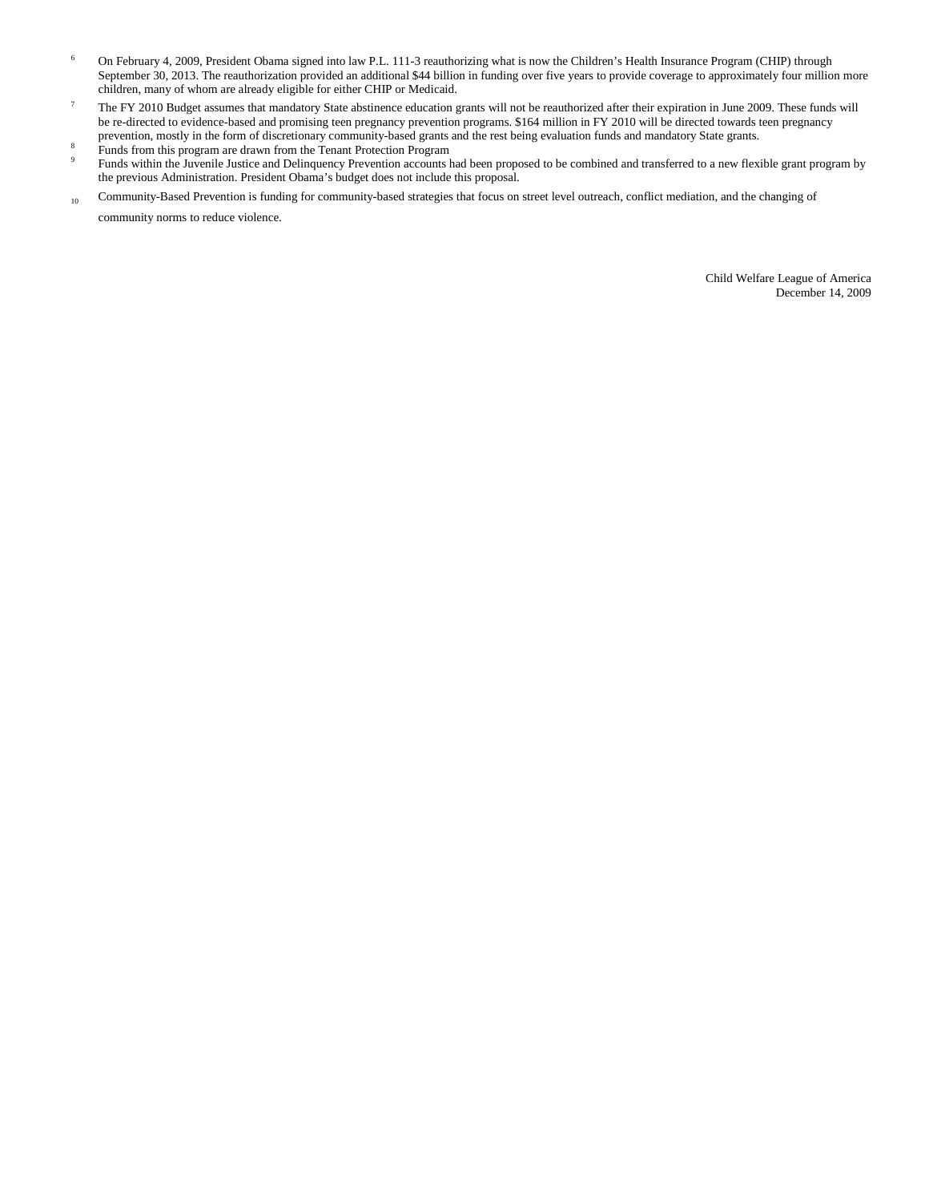[6] On February 4, 2009, President Obama signed into law P.L. 111-3 reauthorizing what is now the Children's Health Insurance Program (CHIP) through September 30, 2013. The reauthorization provided an additional $44 billion in funding over five years to provide coverage to approximately four million more children, many of whom are already eligible for either CHIP or Medicaid.

[7] The FY 2010 Budget assumes that mandatory State abstinence education grants will not be reauthorized after their expiration in June 2009. These funds will be re-directed to evidence-based and promising teen pregnancy prevention programs. $164 million in FY 2010 will be directed towards teen pregnancy prevention, mostly in the form of discretionary community-based grants and the rest being evaluation funds and mandatory State grants.

[8] Funds from this program are drawn from the Tenant Protection Program

[9] Funds within the Juvenile Justice and Delinquency Prevention accounts had been proposed to be combined and transferred to a new flexible grant program by the previous Administration. President Obama's budget does not include this proposal.

[10] Community-Based Prevention is funding for community-based strategies that focus on street level outreach, conflict mediation, and the changing of community norms to reduce violence.

Child Welfare League of America
December 14, 2009